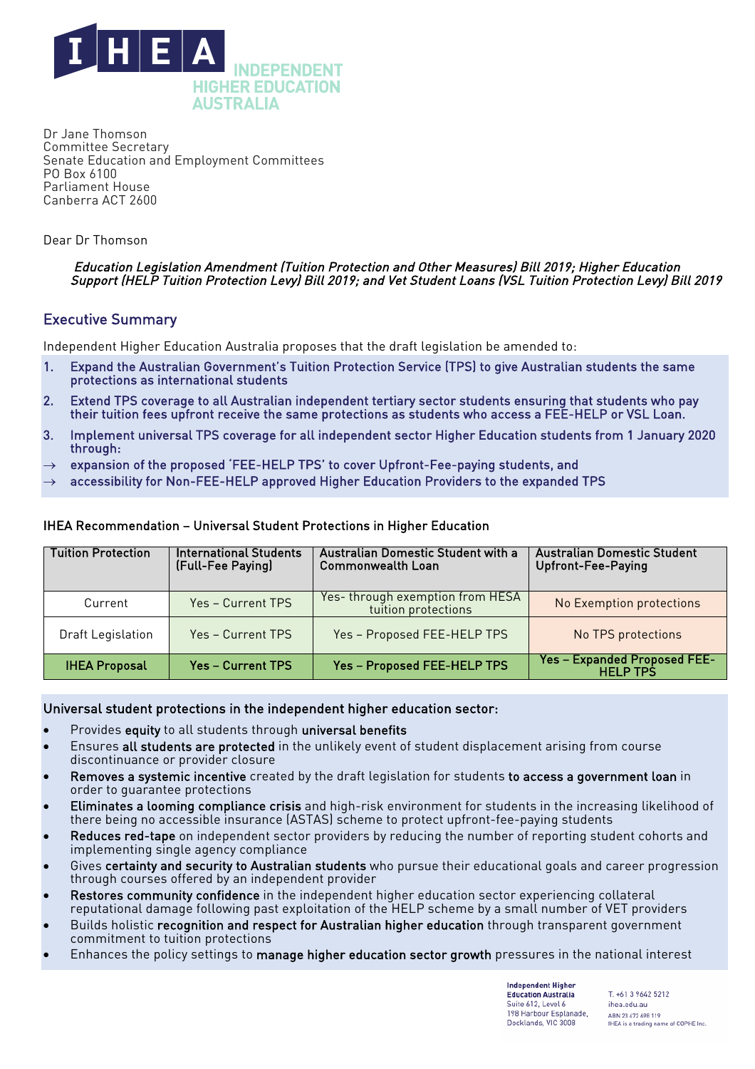# IHEA INDEPENDENT HIGHER EDUCATION AUSTRALIA

Dr Jane Thomson
Committee Secretary
Senate Education and Employment Committees
PO Box 6100
Parliament House
Canberra ACT 2600

Dear Dr Thomson

***Education Legislation Amendment (Tuition Protection and Other Measures) Bill 2019; Higher Education Support (HELP Tuition Protection Levy) Bill 2019; and Vet Student Loans (VSL Tuition Protection Levy) Bill 2019***

## Executive Summary

Independent Higher Education Australia proposes that the draft legislation be amended to:

1. Expand the Australian Government's Tuition Protection Service (TPS) to give Australian students the same protections as international students
2. Extend TPS coverage to all Australian independent tertiary sector students ensuring that students who pay their tuition fees upfront receive the same protections as students who access a FEE-HELP or VSL Loan.
3. Implement universal TPS coverage for all independent sector Higher Education students from 1 January 2020 through:

→ expansion of the proposed 'FEE-HELP TPS' to cover Upfront-Fee-paying students, and
→ accessibility for Non-FEE-HELP approved Higher Education Providers to the expanded TPS

**IHEA Recommendation – Universal Student Protections in Higher Education**

| Tuition Protection | International Students (Full-Fee Paying) | Australian Domestic Student with a Commonwealth Loan | Australian Domestic Student Upfront-Fee-Paying |
|---|---|---|---|
| Current | Yes – Current TPS | Yes- through exemption from HESA tuition protections | No Exemption protections |
| Draft Legislation | Yes – Current TPS | Yes – Proposed FEE-HELP TPS | No TPS protections |
| **IHEA Proposal** | **Yes – Current TPS** | **Yes – Proposed FEE-HELP TPS** | **Yes – Expanded Proposed FEE-HELP TPS** |

**Universal student protections in the independent higher education sector:**

- Provides **equity** to all students through **universal benefits**
- Ensures **all students are protected** in the unlikely event of student displacement arising from course discontinuance or provider closure
- **Removes a systemic incentive** created by the draft legislation for students **to access a government loan** in order to guarantee protections
- **Eliminates a looming compliance crisis** and high-risk environment for students in the increasing likelihood of there being no accessible insurance (ASTAS) scheme to protect upfront-fee-paying students
- **Reduces red-tape** on independent sector providers by reducing the number of reporting student cohorts and implementing single agency compliance
- Gives **certainty and security to Australian students** who pursue their educational goals and career progression through courses offered by an independent provider
- **Restores community confidence** in the independent higher education sector experiencing collateral reputational damage following past exploitation of the HELP scheme by a small number of VET providers
- Builds holistic **recognition and respect for Australian higher education** through transparent government commitment to tuition protections
- Enhances the policy settings to **manage higher education sector growth** pressures in the national interest

Independent Higher Education Australia
Suite 612, Level 6
198 Harbour Esplanade,
Docklands, VIC 3008

T. +61 3 9642 5212
ihea.edu.au
ABN 23 472 698 119
IHEA is a trading name of COPHE Inc.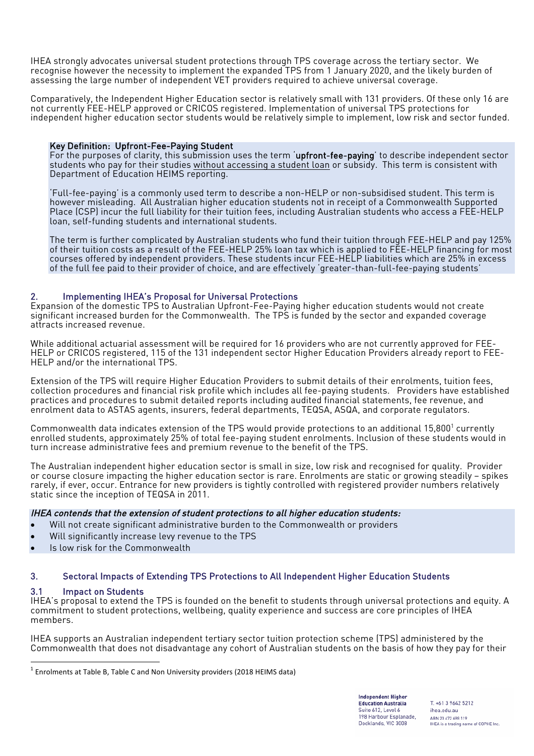IHEA strongly advocates universal student protections through TPS coverage across the tertiary sector. We recognise however the necessity to implement the expanded TPS from 1 January 2020, and the likely burden of assessing the large number of independent VET providers required to achieve universal coverage.

Comparatively, the Independent Higher Education sector is relatively small with 131 providers. Of these only 16 are not currently FEE-HELP approved or CRICOS registered. Implementation of universal TPS protections for independent higher education sector students would be relatively simple to implement, low risk and sector funded.

**Key Definition: Upfront-Fee-Paying Student**

For the purposes of clarity, this submission uses the term '**upfront-fee-paying**' to describe independent sector students who pay for their studies without accessing a student loan or subsidy. This term is consistent with Department of Education HEIMS reporting.

'Full-fee-paying' is a commonly used term to describe a non-HELP or non-subsidised student. This term is however misleading. All Australian higher education students not in receipt of a Commonwealth Supported Place (CSP) incur the full liability for their tuition fees, including Australian students who access a FEE-HELP loan, self-funding students and international students.

The term is further complicated by Australian students who fund their tuition through FEE-HELP and pay 125% of their tuition costs as a result of the FEE-HELP 25% loan tax which is applied to FEE-HELP financing for most courses offered by independent providers. These students incur FEE-HELP liabilities which are 25% in excess of the full fee paid to their provider of choice, and are effectively 'greater-than-full-fee-paying students'

## 2. Implementing IHEA's Proposal for Universal Protections

Expansion of the domestic TPS to Australian Upfront-Fee-Paying higher education students would not create significant increased burden for the Commonwealth. The TPS is funded by the sector and expanded coverage attracts increased revenue.

While additional actuarial assessment will be required for 16 providers who are not currently approved for FEE-HELP or CRICOS registered, 115 of the 131 independent sector Higher Education Providers already report to FEE-HELP and/or the international TPS.

Extension of the TPS will require Higher Education Providers to submit details of their enrolments, tuition fees, collection procedures and financial risk profile which includes all fee-paying students. Providers have established practices and procedures to submit detailed reports including audited financial statements, fee revenue, and enrolment data to ASTAS agents, insurers, federal departments, TEQSA, ASQA, and corporate regulators.

Commonwealth data indicates extension of the TPS would provide protections to an additional 15,800[1] currently enrolled students, approximately 25% of total fee-paying student enrolments. Inclusion of these students would in turn increase administrative fees and premium revenue to the benefit of the TPS.

The Australian independent higher education sector is small in size, low risk and recognised for quality. Provider or course closure impacting the higher education sector is rare. Enrolments are static or growing steadily – spikes rarely, if ever, occur. Entrance for new providers is tightly controlled with registered provider numbers relatively static since the inception of TEQSA in 2011.

***IHEA contends that the extension of student protections to all higher education students:***

- Will not create significant administrative burden to the Commonwealth or providers
- Will significantly increase levy revenue to the TPS
- Is low risk for the Commonwealth

## 3. Sectoral Impacts of Extending TPS Protections to All Independent Higher Education Students

### 3.1 Impact on Students

IHEA's proposal to extend the TPS is founded on the benefit to students through universal protections and equity. A commitment to student protections, wellbeing, quality experience and success are core principles of IHEA members.

IHEA supports an Australian independent tertiary sector tuition protection scheme (TPS) administered by the Commonwealth that does not disadvantage any cohort of Australian students on the basis of how they pay for their

[1] Enrolments at Table B, Table C and Non University providers (2018 HEIMS data)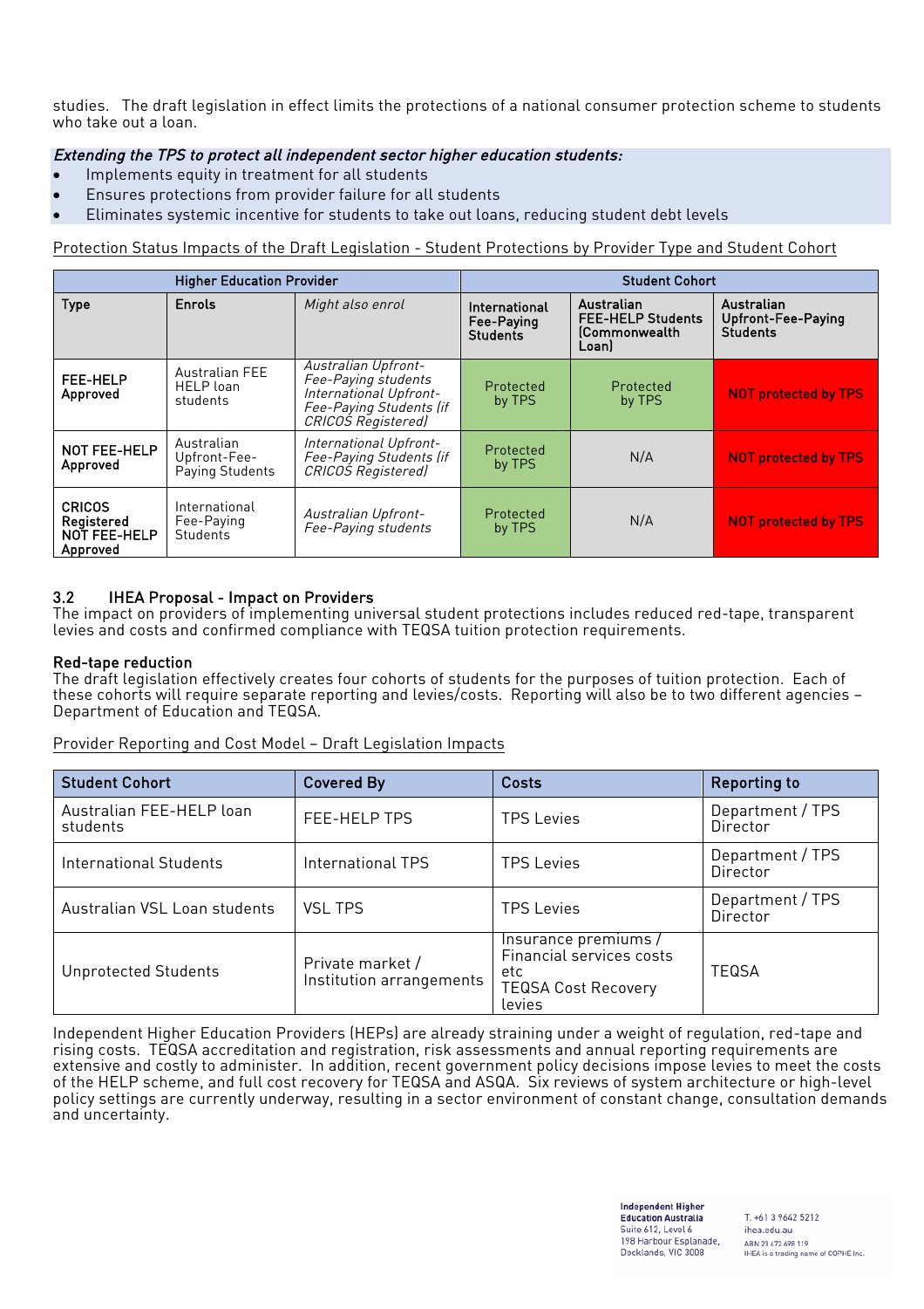studies. The draft legislation in effect limits the protections of a national consumer protection scheme to students who take out a loan.

***Extending the TPS to protect all independent sector higher education students:***

- Implements equity in treatment for all students
- Ensures protections from provider failure for all students
- Eliminates systemic incentive for students to take out loans, reducing student debt levels

Protection Status Impacts of the Draft Legislation - Student Protections by Provider Type and Student Cohort

| Higher Education Provider | | | Student Cohort | | |
|---|---|---|---|---|---|
| **Type** | **Enrols** | *Might also enrol* | **International Fee-Paying Students** | **Australian FEE-HELP Students (Commonwealth Loan)** | **Australian Upfront-Fee-Paying Students** |
| **FEE-HELP Approved** | Australian FEE HELP loan students | *Australian Upfront-Fee-Paying students International Upfront-Fee-Paying Students (if CRICOS Registered)* | Protected by TPS | Protected by TPS | **NOT protected by TPS** |
| **NOT FEE-HELP Approved** | Australian Upfront-Fee-Paying Students | *International Upfront-Fee-Paying Students (if CRICOS Registered)* | Protected by TPS | N/A | **NOT protected by TPS** |
| **CRICOS Registered NOT FEE-HELP Approved** | International Fee-Paying Students | *Australian Upfront-Fee-Paying students* | Protected by TPS | N/A | **NOT protected by TPS** |

### 3.2 IHEA Proposal - Impact on Providers

The impact on providers of implementing universal student protections includes reduced red-tape, transparent levies and costs and confirmed compliance with TEQSA tuition protection requirements.

**Red-tape reduction**

The draft legislation effectively creates four cohorts of students for the purposes of tuition protection. Each of these cohorts will require separate reporting and levies/costs. Reporting will also be to two different agencies – Department of Education and TEQSA.

Provider Reporting and Cost Model – Draft Legislation Impacts

| Student Cohort | Covered By | Costs | Reporting to |
|---|---|---|---|
| Australian FEE-HELP loan students | FEE-HELP TPS | TPS Levies | Department / TPS Director |
| International Students | International TPS | TPS Levies | Department / TPS Director |
| Australian VSL Loan students | VSL TPS | TPS Levies | Department / TPS Director |
| Unprotected Students | Private market / Institution arrangements | Insurance premiums / Financial services costs etc<br>TEQSA Cost Recovery levies | TEQSA |

Independent Higher Education Providers (HEPs) are already straining under a weight of regulation, red-tape and rising costs. TEQSA accreditation and registration, risk assessments and annual reporting requirements are extensive and costly to administer. In addition, recent government policy decisions impose levies to meet the costs of the HELP scheme, and full cost recovery for TEQSA and ASQA. Six reviews of system architecture or high-level policy settings are currently underway, resulting in a sector environment of constant change, consultation demands and uncertainty.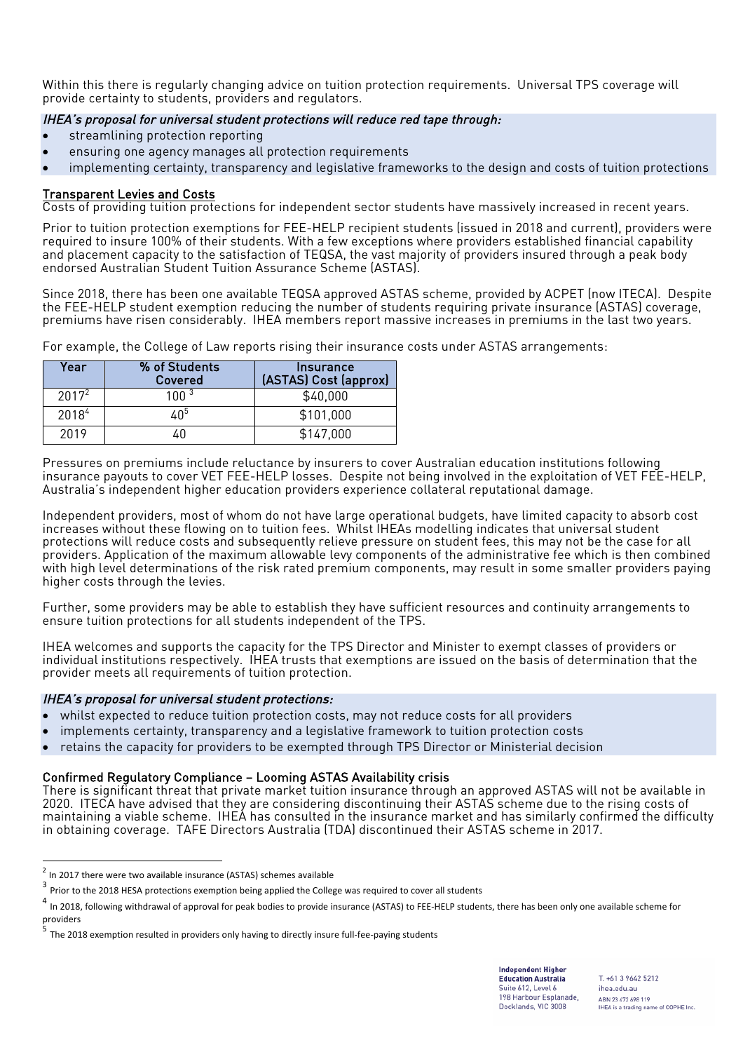Within this there is regularly changing advice on tuition protection requirements. Universal TPS coverage will provide certainty to students, providers and regulators.

***IHEA's proposal for universal student protections will reduce red tape through:***

- streamlining protection reporting
- ensuring one agency manages all protection requirements
- implementing certainty, transparency and legislative frameworks to the design and costs of tuition protections

### Transparent Levies and Costs

Costs of providing tuition protections for independent sector students have massively increased in recent years.

Prior to tuition protection exemptions for FEE-HELP recipient students (issued in 2018 and current), providers were required to insure 100% of their students. With a few exceptions where providers established financial capability and placement capacity to the satisfaction of TEQSA, the vast majority of providers insured through a peak body endorsed Australian Student Tuition Assurance Scheme (ASTAS).

Since 2018, there has been one available TEQSA approved ASTAS scheme, provided by ACPET (now ITECA). Despite the FEE-HELP student exemption reducing the number of students requiring private insurance (ASTAS) coverage, premiums have risen considerably. IHEA members report massive increases in premiums in the last two years.

For example, the College of Law reports rising their insurance costs under ASTAS arrangements:

| Year | % of Students Covered | Insurance (ASTAS) Cost (approx) |
|---|---|---|
| 2017[2] | 100 [3] | $40,000 |
| 2018[4] | 40[5] | $101,000 |
| 2019 | 40 | $147,000 |

Pressures on premiums include reluctance by insurers to cover Australian education institutions following insurance payouts to cover VET FEE-HELP losses. Despite not being involved in the exploitation of VET FEE-HELP, Australia's independent higher education providers experience collateral reputational damage.

Independent providers, most of whom do not have large operational budgets, have limited capacity to absorb cost increases without these flowing on to tuition fees. Whilst IHEAs modelling indicates that universal student protections will reduce costs and subsequently relieve pressure on student fees, this may not be the case for all providers. Application of the maximum allowable levy components of the administrative fee which is then combined with high level determinations of the risk rated premium components, may result in some smaller providers paying higher costs through the levies.

Further, some providers may be able to establish they have sufficient resources and continuity arrangements to ensure tuition protections for all students independent of the TPS.

IHEA welcomes and supports the capacity for the TPS Director and Minister to exempt classes of providers or individual institutions respectively. IHEA trusts that exemptions are issued on the basis of determination that the provider meets all requirements of tuition protection.

***IHEA's proposal for universal student protections:***

- whilst expected to reduce tuition protection costs, may not reduce costs for all providers
- implements certainty, transparency and a legislative framework to tuition protection costs
- retains the capacity for providers to be exempted through TPS Director or Ministerial decision

### Confirmed Regulatory Compliance – Looming ASTAS Availability crisis

There is significant threat that private market tuition insurance through an approved ASTAS will not be available in 2020. ITECA have advised that they are considering discontinuing their ASTAS scheme due to the rising costs of maintaining a viable scheme. IHEA has consulted in the insurance market and has similarly confirmed the difficulty in obtaining coverage. TAFE Directors Australia (TDA) discontinued their ASTAS scheme in 2017.

---

[2] In 2017 there were two available insurance (ASTAS) schemes available

[3] Prior to the 2018 HESA protections exemption being applied the College was required to cover all students

[4] In 2018, following withdrawal of approval for peak bodies to provide insurance (ASTAS) to FEE-HELP students, there has been only one available scheme for providers

[5] The 2018 exemption resulted in providers only having to directly insure full-fee-paying students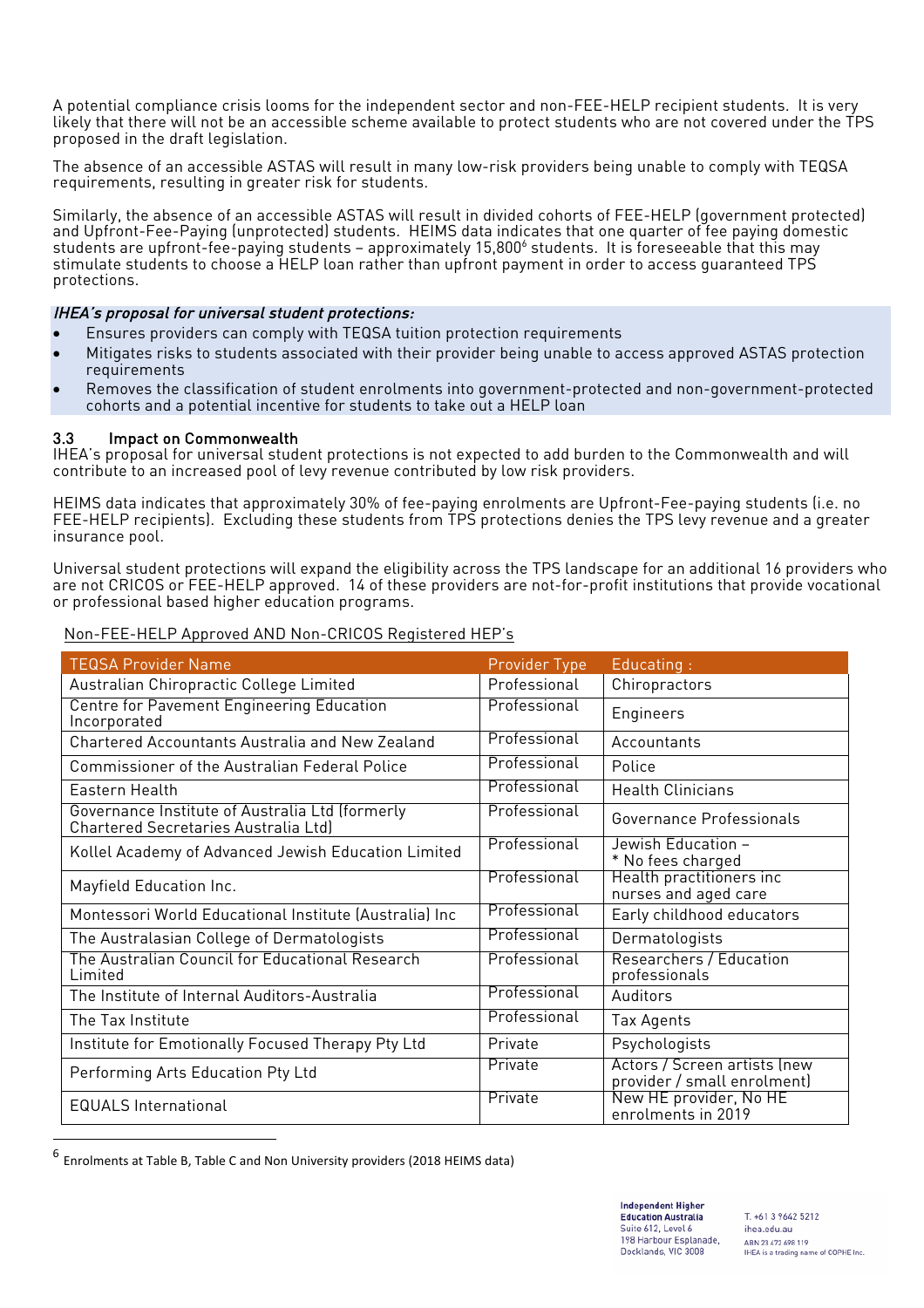A potential compliance crisis looms for the independent sector and non-FEE-HELP recipient students. It is very likely that there will not be an accessible scheme available to protect students who are not covered under the TPS proposed in the draft legislation.

The absence of an accessible ASTAS will result in many low-risk providers being unable to comply with TEQSA requirements, resulting in greater risk for students.

Similarly, the absence of an accessible ASTAS will result in divided cohorts of FEE-HELP (government protected) and Upfront-Fee-Paying (unprotected) students. HEIMS data indicates that one quarter of fee paying domestic students are upfront-fee-paying students – approximately 15,800[6] students. It is foreseeable that this may stimulate students to choose a HELP loan rather than upfront payment in order to access guaranteed TPS protections.

***IHEA's proposal for universal student protections:***

- Ensures providers can comply with TEQSA tuition protection requirements
- Mitigates risks to students associated with their provider being unable to access approved ASTAS protection requirements
- Removes the classification of student enrolments into government-protected and non-government-protected cohorts and a potential incentive for students to take out a HELP loan

### 3.3 Impact on Commonwealth

IHEA's proposal for universal student protections is not expected to add burden to the Commonwealth and will contribute to an increased pool of levy revenue contributed by low risk providers.

HEIMS data indicates that approximately 30% of fee-paying enrolments are Upfront-Fee-paying students (i.e. no FEE-HELP recipients). Excluding these students from TPS protections denies the TPS levy revenue and a greater insurance pool.

Universal student protections will expand the eligibility across the TPS landscape for an additional 16 providers who are not CRICOS or FEE-HELP approved. 14 of these providers are not-for-profit institutions that provide vocational or professional based higher education programs.

Non-FEE-HELP Approved AND Non-CRICOS Registered HEP's

| TEQSA Provider Name | Provider Type | Educating : |
|---|---|---|
| Australian Chiropractic College Limited | Professional | Chiropractors |
| Centre for Pavement Engineering Education Incorporated | Professional | Engineers |
| Chartered Accountants Australia and New Zealand | Professional | Accountants |
| Commissioner of the Australian Federal Police | Professional | Police |
| Eastern Health | Professional | Health Clinicians |
| Governance Institute of Australia Ltd (formerly Chartered Secretaries Australia Ltd) | Professional | Governance Professionals |
| Kollel Academy of Advanced Jewish Education Limited | Professional | Jewish Education – * No fees charged |
| Mayfield Education Inc. | Professional | Health practitioners inc nurses and aged care |
| Montessori World Educational Institute (Australia) Inc | Professional | Early childhood educators |
| The Australasian College of Dermatologists | Professional | Dermatologists |
| The Australian Council for Educational Research Limited | Professional | Researchers / Education professionals |
| The Institute of Internal Auditors-Australia | Professional | Auditors |
| The Tax Institute | Professional | Tax Agents |
| Institute for Emotionally Focused Therapy Pty Ltd | Private | Psychologists |
| Performing Arts Education Pty Ltd | Private | Actors / Screen artists (new provider / small enrolment) |
| EQUALS International | Private | New HE provider, No HE enrolments in 2019 |

[6] Enrolments at Table B, Table C and Non University providers (2018 HEIMS data)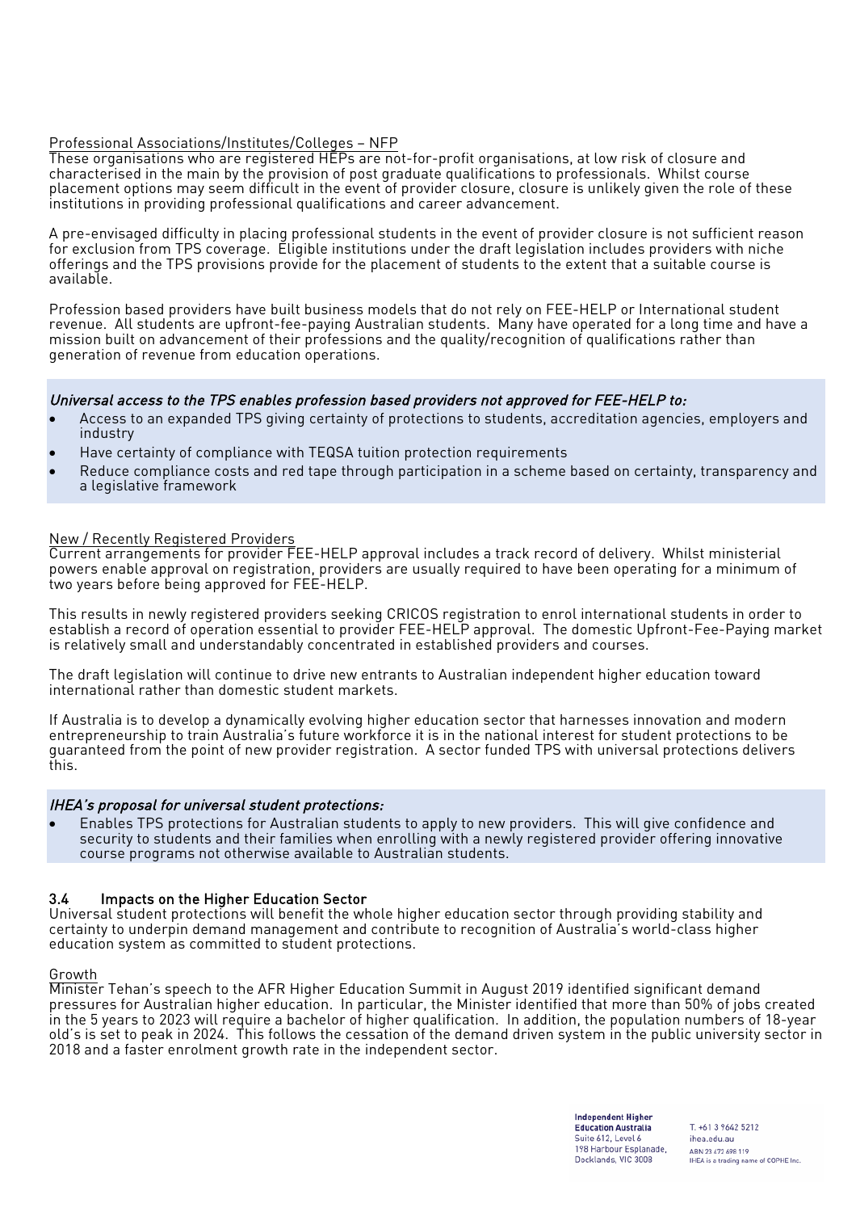Professional Associations/Institutes/Colleges – NFP

These organisations who are registered HEPs are not-for-profit organisations, at low risk of closure and characterised in the main by the provision of post graduate qualifications to professionals. Whilst course placement options may seem difficult in the event of provider closure, closure is unlikely given the role of these institutions in providing professional qualifications and career advancement.

A pre-envisaged difficulty in placing professional students in the event of provider closure is not sufficient reason for exclusion from TPS coverage. Eligible institutions under the draft legislation includes providers with niche offerings and the TPS provisions provide for the placement of students to the extent that a suitable course is available.

Profession based providers have built business models that do not rely on FEE-HELP or International student revenue. All students are upfront-fee-paying Australian students. Many have operated for a long time and have a mission built on advancement of their professions and the quality/recognition of qualifications rather than generation of revenue from education operations.

***Universal access to the TPS enables profession based providers not approved for FEE-HELP to:***

- Access to an expanded TPS giving certainty of protections to students, accreditation agencies, employers and industry
- Have certainty of compliance with TEQSA tuition protection requirements
- Reduce compliance costs and red tape through participation in a scheme based on certainty, transparency and a legislative framework

New / Recently Registered Providers

Current arrangements for provider FEE-HELP approval includes a track record of delivery. Whilst ministerial powers enable approval on registration, providers are usually required to have been operating for a minimum of two years before being approved for FEE-HELP.

This results in newly registered providers seeking CRICOS registration to enrol international students in order to establish a record of operation essential to provider FEE-HELP approval. The domestic Upfront-Fee-Paying market is relatively small and understandably concentrated in established providers and courses.

The draft legislation will continue to drive new entrants to Australian independent higher education toward international rather than domestic student markets.

If Australia is to develop a dynamically evolving higher education sector that harnesses innovation and modern entrepreneurship to train Australia's future workforce it is in the national interest for student protections to be guaranteed from the point of new provider registration. A sector funded TPS with universal protections delivers this.

***IHEA's proposal for universal student protections:***

- Enables TPS protections for Australian students to apply to new providers. This will give confidence and security to students and their families when enrolling with a newly registered provider offering innovative course programs not otherwise available to Australian students.

### 3.4 Impacts on the Higher Education Sector

Universal student protections will benefit the whole higher education sector through providing stability and certainty to underpin demand management and contribute to recognition of Australia's world-class higher education system as committed to student protections.

Growth

Minister Tehan's speech to the AFR Higher Education Summit in August 2019 identified significant demand pressures for Australian higher education. In particular, the Minister identified that more than 50% of jobs created in the 5 years to 2023 will require a bachelor of higher qualification. In addition, the population numbers of 18-year old's is set to peak in 2024. This follows the cessation of the demand driven system in the public university sector in 2018 and a faster enrolment growth rate in the independent sector.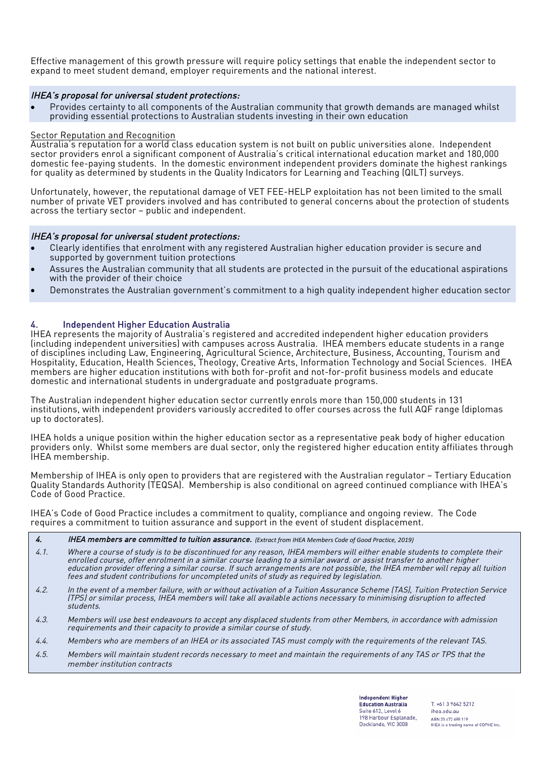Effective management of this growth pressure will require policy settings that enable the independent sector to expand to meet student demand, employer requirements and the national interest.

***IHEA's proposal for universal student protections:***

- Provides certainty to all components of the Australian community that growth demands are managed whilst providing essential protections to Australian students investing in their own education

Sector Reputation and Recognition

Australia's reputation for a world class education system is not built on public universities alone. Independent sector providers enrol a significant component of Australia's critical international education market and 180,000 domestic fee-paying students. In the domestic environment independent providers dominate the highest rankings for quality as determined by students in the Quality Indicators for Learning and Teaching (QILT) surveys.

Unfortunately, however, the reputational damage of VET FEE-HELP exploitation has not been limited to the small number of private VET providers involved and has contributed to general concerns about the protection of students across the tertiary sector – public and independent.

***IHEA's proposal for universal student protections:***

- Clearly identifies that enrolment with any registered Australian higher education provider is secure and supported by government tuition protections
- Assures the Australian community that all students are protected in the pursuit of the educational aspirations with the provider of their choice
- Demonstrates the Australian government's commitment to a high quality independent higher education sector

## 4. Independent Higher Education Australia

IHEA represents the majority of Australia's registered and accredited independent higher education providers (including independent universities) with campuses across Australia. IHEA members educate students in a range of disciplines including Law, Engineering, Agricultural Science, Architecture, Business, Accounting, Tourism and Hospitality, Education, Health Sciences, Theology, Creative Arts, Information Technology and Social Sciences. IHEA members are higher education institutions with both for-profit and not-for-profit business models and educate domestic and international students in undergraduate and postgraduate programs.

The Australian independent higher education sector currently enrols more than 150,000 students in 131 institutions, with independent providers variously accredited to offer courses across the full AQF range (diplomas up to doctorates).

IHEA holds a unique position within the higher education sector as a representative peak body of higher education providers only. Whilst some members are dual sector, only the registered higher education entity affiliates through IHEA membership.

Membership of IHEA is only open to providers that are registered with the Australian regulator – Tertiary Education Quality Standards Authority (TEQSA). Membership is also conditional on agreed continued compliance with IHEA's Code of Good Practice.

IHEA's Code of Good Practice includes a commitment to quality, compliance and ongoing review. The Code requires a commitment to tuition assurance and support in the event of student displacement.

***4. IHEA members are committed to tuition assurance.*** *(Extract from IHEA Members Code of Good Practice, 2019)*

*4.1. Where a course of study is to be discontinued for any reason, IHEA members will either enable students to complete their enrolled course, offer enrolment in a similar course leading to a similar award. or assist transfer to another higher education provider offering a similar course. If such arrangements are not possible, the IHEA member will repay all tuition fees and student contributions for uncompleted units of study as required by legislation.*

*4.2. In the event of a member failure, with or without activation of a Tuition Assurance Scheme (TAS), Tuition Protection Service (TPS) or similar process, IHEA members will take all available actions necessary to minimising disruption to affected students.*

*4.3. Members will use best endeavours to accept any displaced students from other Members, in accordance with admission requirements and their capacity to provide a similar course of study.*

*4.4. Members who are members of an IHEA or its associated TAS must comply with the requirements of the relevant TAS.*

*4.5. Members will maintain student records necessary to meet and maintain the requirements of any TAS or TPS that the member institution contracts*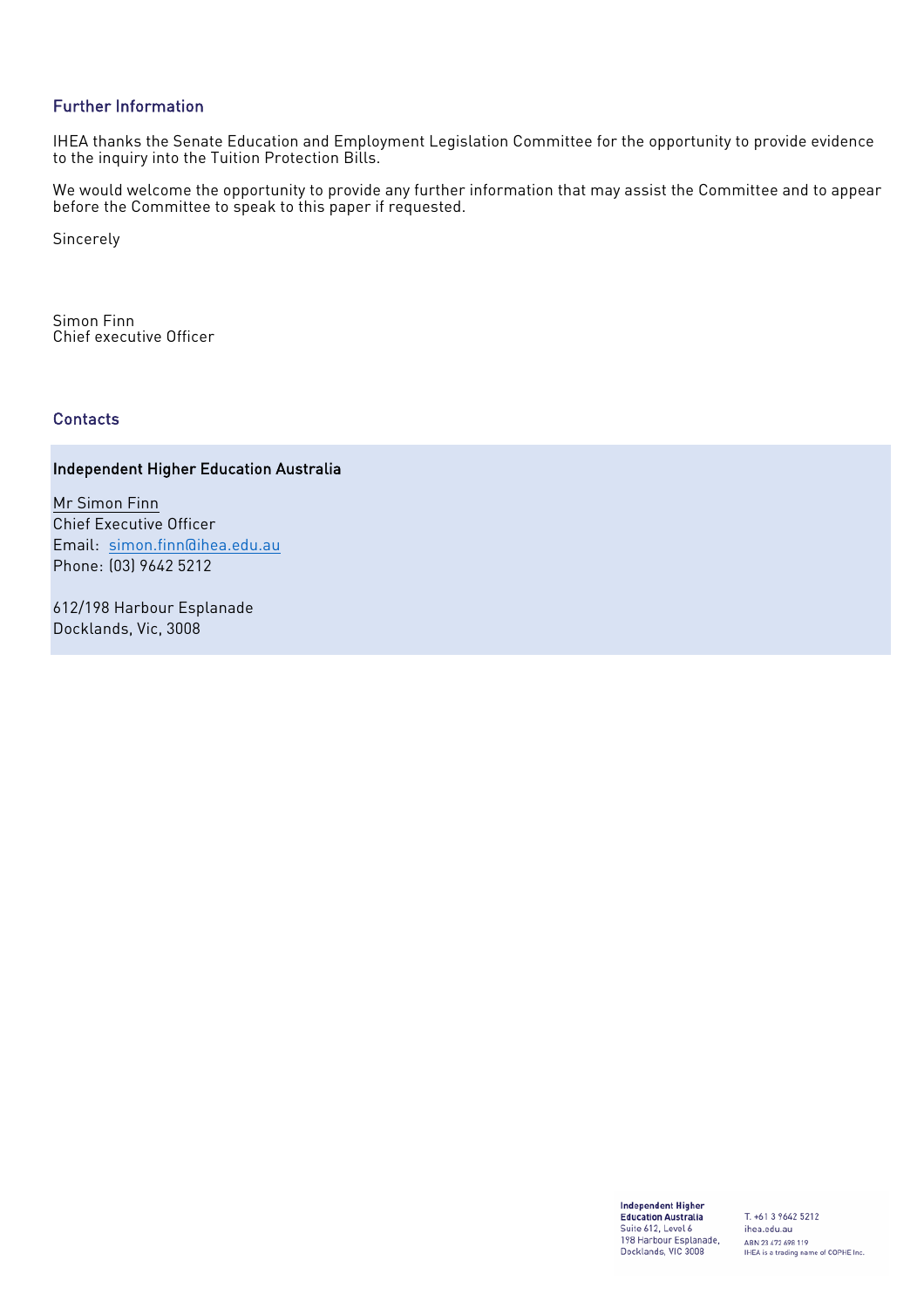## Further Information

IHEA thanks the Senate Education and Employment Legislation Committee for the opportunity to provide evidence to the inquiry into the Tuition Protection Bills.

We would welcome the opportunity to provide any further information that may assist the Committee and to appear before the Committee to speak to this paper if requested.

Sincerely

Simon Finn
Chief executive Officer

## Contacts

**Independent Higher Education Australia**

Mr Simon Finn
Chief Executive Officer
Email: simon.finn@ihea.edu.au
Phone: (03) 9642 5212

612/198 Harbour Esplanade
Docklands, Vic, 3008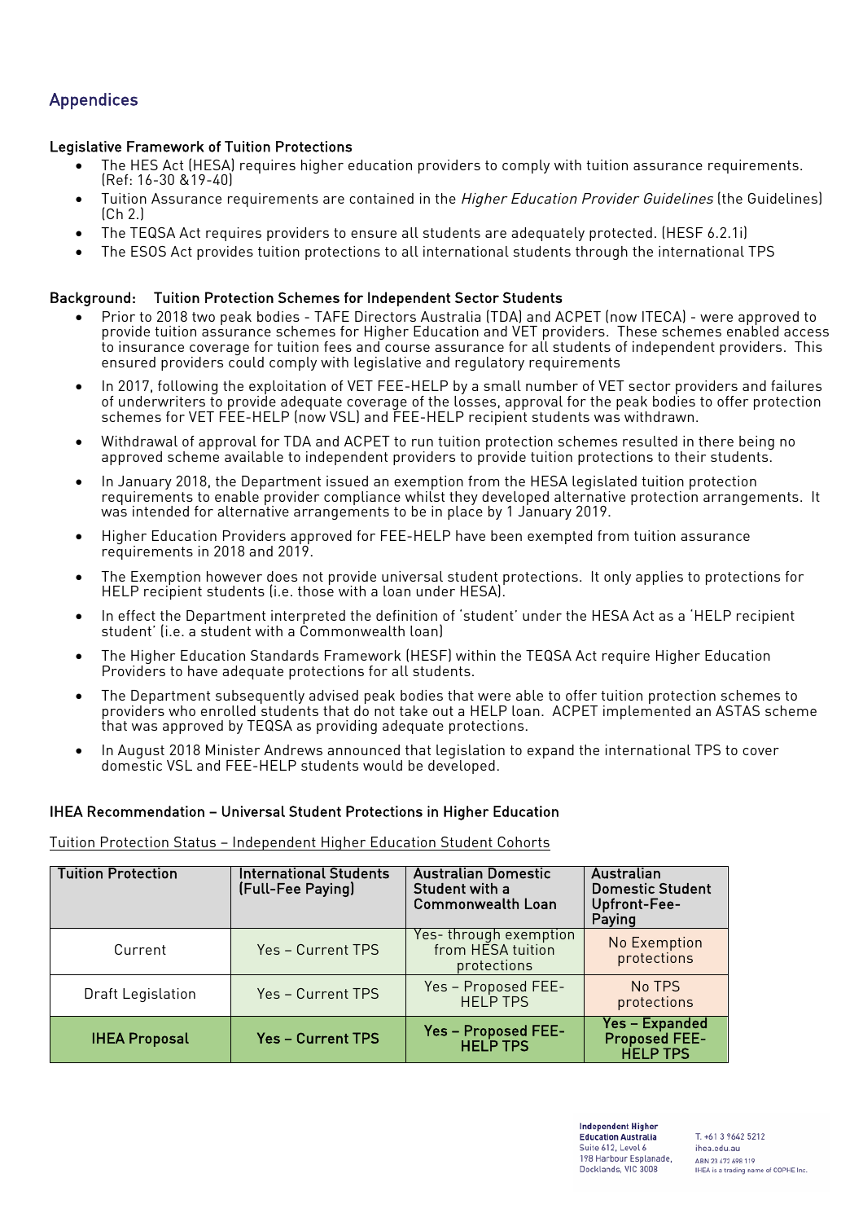## Appendices

### Legislative Framework of Tuition Protections

- The HES Act (HESA) requires higher education providers to comply with tuition assurance requirements. (Ref: 16-30 &19-40)
- Tuition Assurance requirements are contained in the *Higher Education Provider Guidelines* (the Guidelines) (Ch 2.)
- The TEQSA Act requires providers to ensure all students are adequately protected. (HESF 6.2.1i)
- The ESOS Act provides tuition protections to all international students through the international TPS

### Background: Tuition Protection Schemes for Independent Sector Students

- Prior to 2018 two peak bodies - TAFE Directors Australia (TDA) and ACPET (now ITECA) - were approved to provide tuition assurance schemes for Higher Education and VET providers. These schemes enabled access to insurance coverage for tuition fees and course assurance for all students of independent providers. This ensured providers could comply with legislative and regulatory requirements
- In 2017, following the exploitation of VET FEE-HELP by a small number of VET sector providers and failures of underwriters to provide adequate coverage of the losses, approval for the peak bodies to offer protection schemes for VET FEE-HELP (now VSL) and FEE-HELP recipient students was withdrawn.
- Withdrawal of approval for TDA and ACPET to run tuition protection schemes resulted in there being no approved scheme available to independent providers to provide tuition protections to their students.
- In January 2018, the Department issued an exemption from the HESA legislated tuition protection requirements to enable provider compliance whilst they developed alternative protection arrangements. It was intended for alternative arrangements to be in place by 1 January 2019.
- Higher Education Providers approved for FEE-HELP have been exempted from tuition assurance requirements in 2018 and 2019.
- The Exemption however does not provide universal student protections. It only applies to protections for HELP recipient students (i.e. those with a loan under HESA).
- In effect the Department interpreted the definition of 'student' under the HESA Act as a 'HELP recipient student' (i.e. a student with a Commonwealth loan)
- The Higher Education Standards Framework (HESF) within the TEQSA Act require Higher Education Providers to have adequate protections for all students.
- The Department subsequently advised peak bodies that were able to offer tuition protection schemes to providers who enrolled students that do not take out a HELP loan. ACPET implemented an ASTAS scheme that was approved by TEQSA as providing adequate protections.
- In August 2018 Minister Andrews announced that legislation to expand the international TPS to cover domestic VSL and FEE-HELP students would be developed.

### IHEA Recommendation – Universal Student Protections in Higher Education

<u>Tuition Protection Status – Independent Higher Education Student Cohorts</u>

| Tuition Protection | International Students (Full-Fee Paying) | Australian Domestic Student with a Commonwealth Loan | Australian Domestic Student Upfront-Fee-Paying |
|---|---|---|---|
| Current | Yes – Current TPS | Yes- through exemption from HESA tuition protections | No Exemption protections |
| Draft Legislation | Yes – Current TPS | Yes – Proposed FEE-HELP TPS | No TPS protections |
| **IHEA Proposal** | **Yes – Current TPS** | **Yes – Proposed FEE-HELP TPS** | **Yes – Expanded Proposed FEE-HELP TPS** |